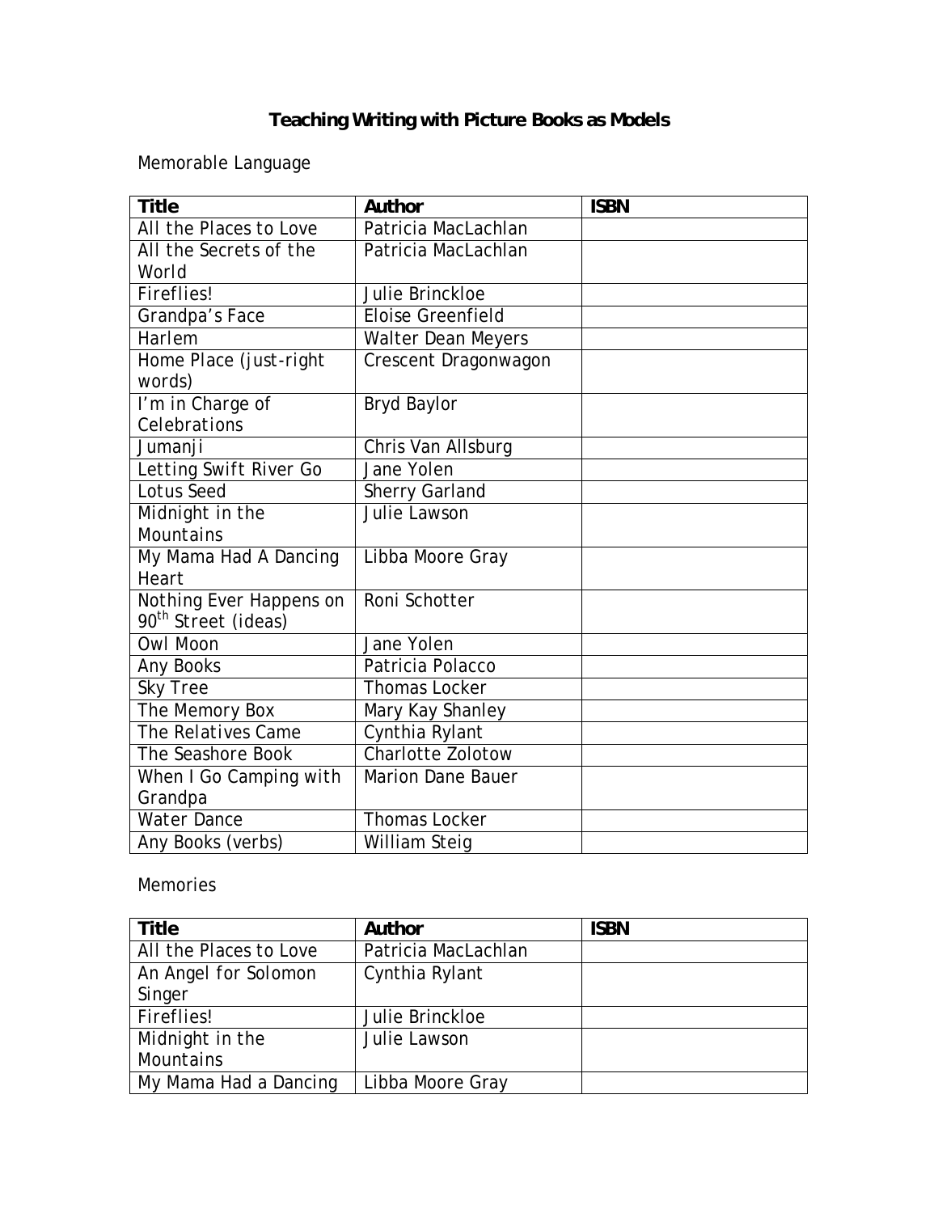# Teaching Writing with Picture Books as Models

Memorable Language

| Title | Author | ISBN |
| --- | --- | --- |
| All the Places to Love | Patricia MacLachlan | |
| All the Secrets of the World | Patricia MacLachlan | |
| Fireflies! | Julie Brinckloe | |
| Grandpa's Face | Eloise Greenfield | |
| Harlem | Walter Dean Meyers | |
| Home Place (just-right words) | Crescent Dragonwagon | |
| I'm in Charge of Celebrations | Bryd Baylor | |
| Jumanji | Chris Van Allsburg | |
| Letting Swift River Go | Jane Yolen | |
| Lotus Seed | Sherry Garland | |
| Midnight in the Mountains | Julie Lawson | |
| My Mama Had A Dancing Heart | Libba Moore Gray | |
| Nothing Ever Happens on 90th Street (ideas) | Roni Schotter | |
| Owl Moon | Jane Yolen | |
| Any Books | Patricia Polacco | |
| Sky Tree | Thomas Locker | |
| The Memory Box | Mary Kay Shanley | |
| The Relatives Came | Cynthia Rylant | |
| The Seashore Book | Charlotte Zolotow | |
| When I Go Camping with Grandpa | Marion Dane Bauer | |
| Water Dance | Thomas Locker | |
| Any Books (verbs) | William Steig | |

Memories

| Title | Author | ISBN |
| --- | --- | --- |
| All the Places to Love | Patricia MacLachlan | |
| An Angel for Solomon Singer | Cynthia Rylant | |
| Fireflies! | Julie Brinckloe | |
| Midnight in the Mountains | Julie Lawson | |
| My Mama Had a Dancing | Libba Moore Gray | |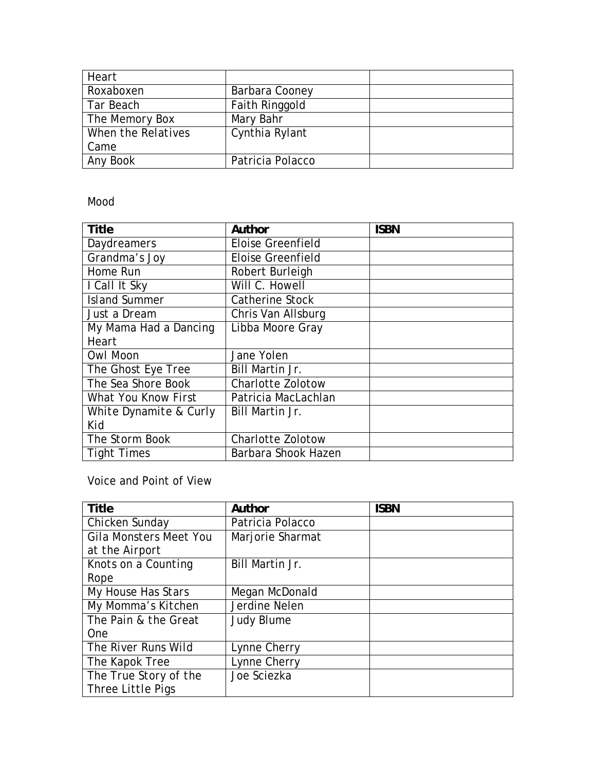| Heart | | |
|---|---|---|
| Roxaboxen | Barbara Cooney | |
| Tar Beach | Faith Ringgold | |
| The Memory Box | Mary Bahr | |
| When the Relatives Came | Cynthia Rylant | |
| Any Book | Patricia Polacco | |

Mood

| **Title** | **Author** | **ISBN** |
|---|---|---|
| Daydreamers | Eloise Greenfield | |
| Grandma's Joy | Eloise Greenfield | |
| Home Run | Robert Burleigh | |
| I Call It Sky | Will C. Howell | |
| Island Summer | Catherine Stock | |
| Just a Dream | Chris Van Allsburg | |
| My Mama Had a Dancing Heart | Libba Moore Gray | |
| Owl Moon | Jane Yolen | |
| The Ghost Eye Tree | Bill Martin Jr. | |
| The Sea Shore Book | Charlotte Zolotow | |
| What You Know First | Patricia MacLachlan | |
| White Dynamite & Curly Kid | Bill Martin Jr. | |
| The Storm Book | Charlotte Zolotow | |
| Tight Times | Barbara Shook Hazen | |

Voice and Point of View

| **Title** | **Author** | **ISBN** |
|---|---|---|
| Chicken Sunday | Patricia Polacco | |
| Gila Monsters Meet You at the Airport | Marjorie Sharmat | |
| Knots on a Counting Rope | Bill Martin Jr. | |
| My House Has Stars | Megan McDonald | |
| My Momma's Kitchen | Jerdine Nelen | |
| The Pain & the Great One | Judy Blume | |
| The River Runs Wild | Lynne Cherry | |
| The Kapok Tree | Lynne Cherry | |
| The True Story of the Three Little Pigs | Joe Sciezka | |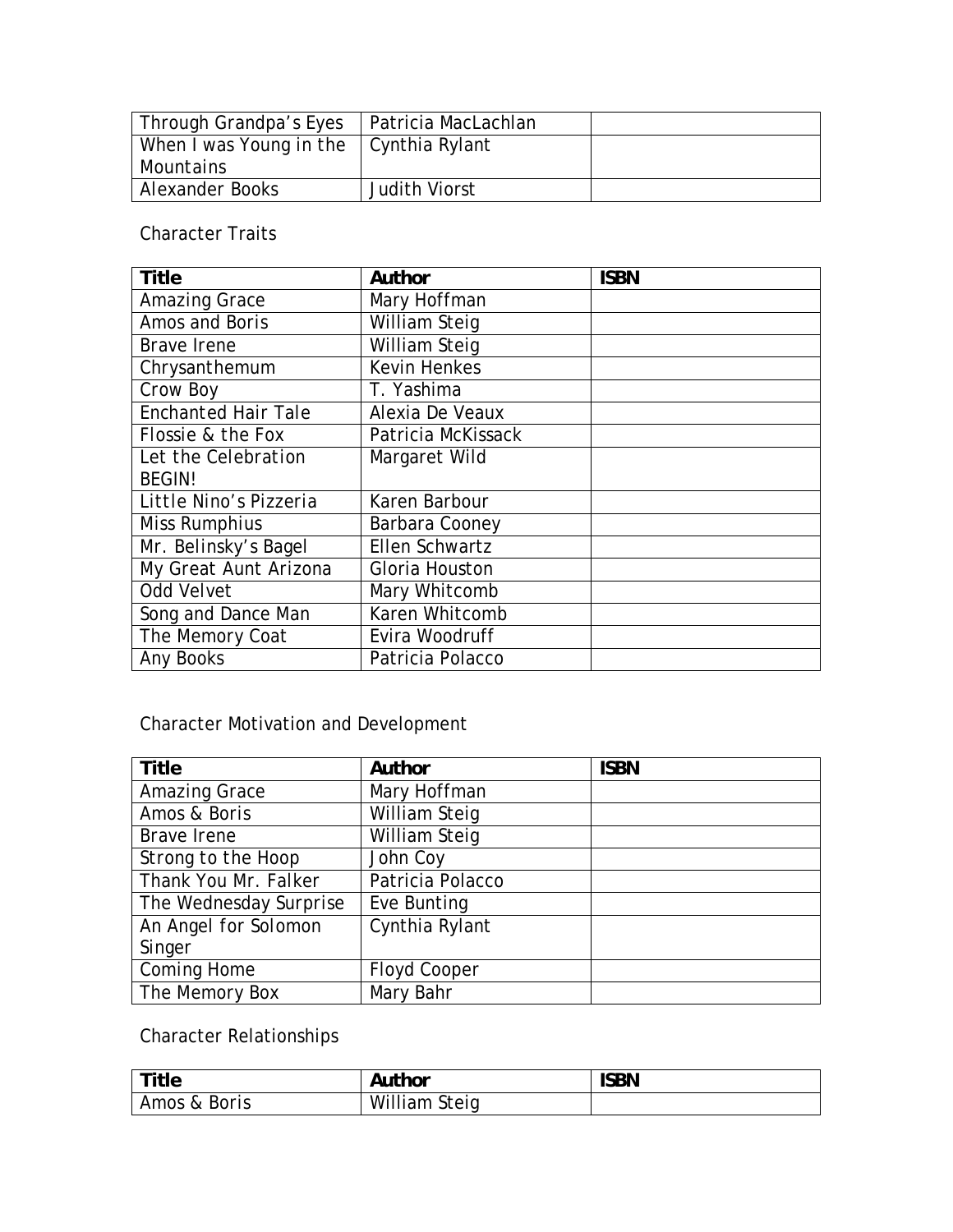| Through Grandpa's Eyes | Patricia MacLachlan | |
|---|---|---|
| When I was Young in the Mountains | Cynthia Rylant | |
| Alexander Books | Judith Viorst | |

Character Traits

| Title | Author | ISBN |
|---|---|---|
| Amazing Grace | Mary Hoffman | |
| Amos and Boris | William Steig | |
| Brave Irene | William Steig | |
| Chrysanthemum | Kevin Henkes | |
| Crow Boy | T. Yashima | |
| Enchanted Hair Tale | Alexia De Veaux | |
| Flossie & the Fox | Patricia McKissack | |
| Let the Celebration BEGIN! | Margaret Wild | |
| Little Nino's Pizzeria | Karen Barbour | |
| Miss Rumphius | Barbara Cooney | |
| Mr. Belinsky's Bagel | Ellen Schwartz | |
| My Great Aunt Arizona | Gloria Houston | |
| Odd Velvet | Mary Whitcomb | |
| Song and Dance Man | Karen Whitcomb | |
| The Memory Coat | Evira Woodruff | |
| Any Books | Patricia Polacco | |

Character Motivation and Development

| Title | Author | ISBN |
|---|---|---|
| Amazing Grace | Mary Hoffman | |
| Amos & Boris | William Steig | |
| Brave Irene | William Steig | |
| Strong to the Hoop | John Coy | |
| Thank You Mr. Falker | Patricia Polacco | |
| The Wednesday Surprise | Eve Bunting | |
| An Angel for Solomon Singer | Cynthia Rylant | |
| Coming Home | Floyd Cooper | |
| The Memory Box | Mary Bahr | |

Character Relationships

| Title | Author | ISBN |
|---|---|---|
| Amos & Boris | William Steig | |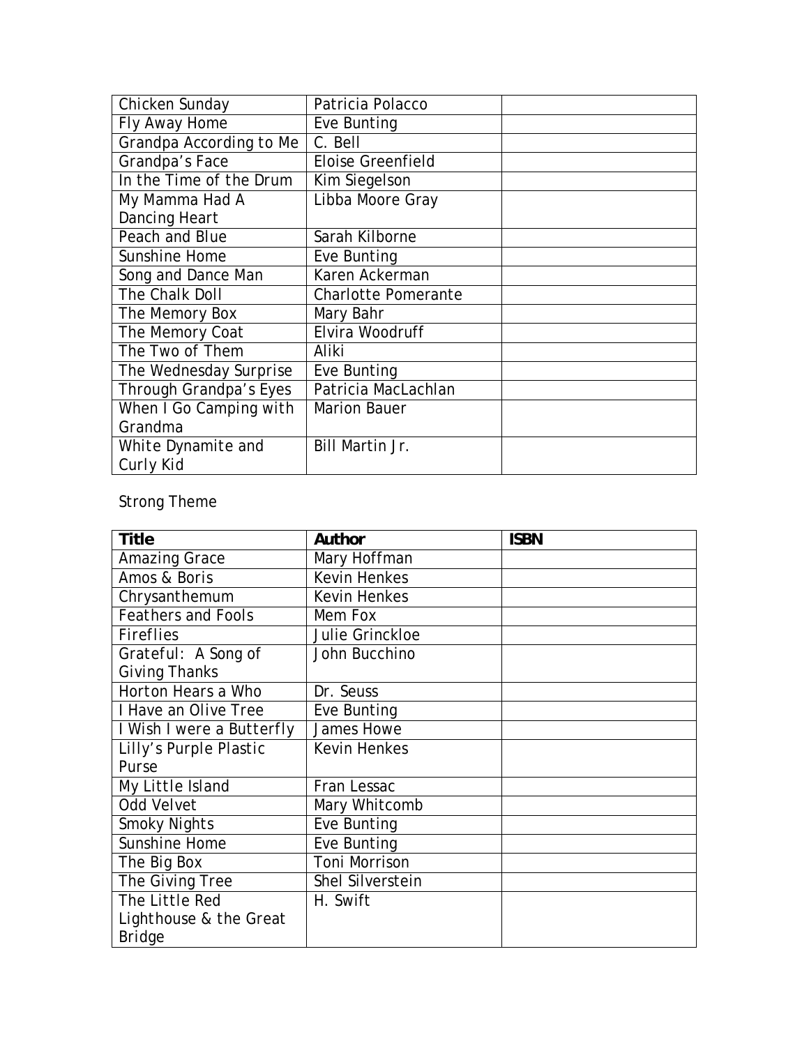| | | |
|---|---|---|
| Chicken Sunday | Patricia Polacco | |
| Fly Away Home | Eve Bunting | |
| Grandpa According to Me | C. Bell | |
| Grandpa's Face | Eloise Greenfield | |
| In the Time of the Drum | Kim Siegelson | |
| My Mamma Had A Dancing Heart | Libba Moore Gray | |
| Peach and Blue | Sarah Kilborne | |
| Sunshine Home | Eve Bunting | |
| Song and Dance Man | Karen Ackerman | |
| The Chalk Doll | Charlotte Pomerante | |
| The Memory Box | Mary Bahr | |
| The Memory Coat | Elvira Woodruff | |
| The Two of Them | Aliki | |
| The Wednesday Surprise | Eve Bunting | |
| Through Grandpa's Eyes | Patricia MacLachlan | |
| When I Go Camping with Grandma | Marion Bauer | |
| White Dynamite and Curly Kid | Bill Martin Jr. | |

Strong Theme

| Title | Author | ISBN |
|---|---|---|
| Amazing Grace | Mary Hoffman | |
| Amos & Boris | Kevin Henkes | |
| Chrysanthemum | Kevin Henkes | |
| Feathers and Fools | Mem Fox | |
| Fireflies | Julie Grinckloe | |
| Grateful: A Song of Giving Thanks | John Bucchino | |
| Horton Hears a Who | Dr. Seuss | |
| I Have an Olive Tree | Eve Bunting | |
| I Wish I were a Butterfly | James Howe | |
| Lilly's Purple Plastic Purse | Kevin Henkes | |
| My Little Island | Fran Lessac | |
| Odd Velvet | Mary Whitcomb | |
| Smoky Nights | Eve Bunting | |
| Sunshine Home | Eve Bunting | |
| The Big Box | Toni Morrison | |
| The Giving Tree | Shel Silverstein | |
| The Little Red Lighthouse & the Great Bridge | H. Swift | |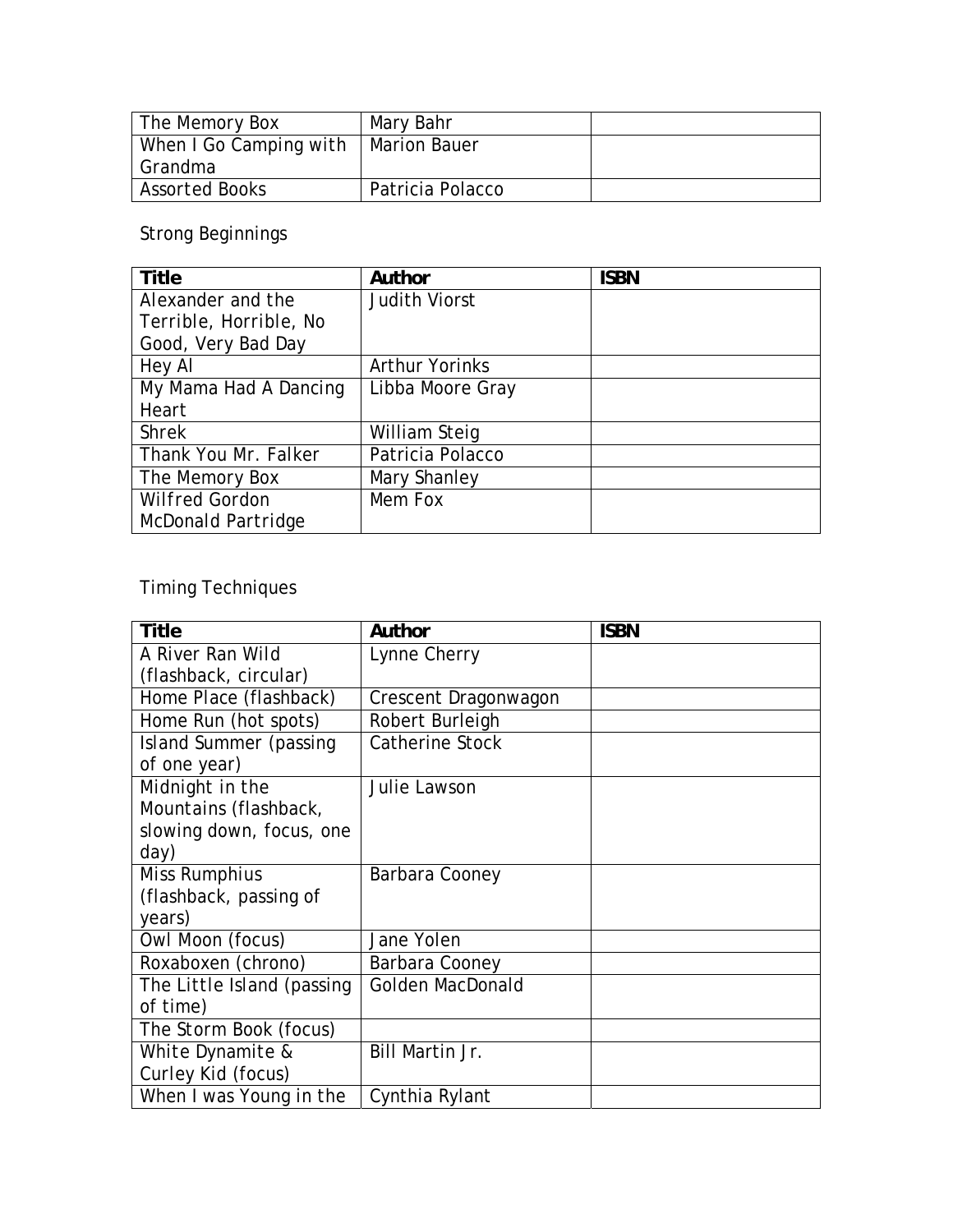| | | |
|---|---|---|
| The Memory Box | Mary Bahr | |
| When I Go Camping with Grandma | Marion Bauer | |
| Assorted Books | Patricia Polacco | |

Strong Beginnings

| Title | Author | ISBN |
|---|---|---|
| Alexander and the Terrible, Horrible, No Good, Very Bad Day | Judith Viorst | |
| Hey Al | Arthur Yorinks | |
| My Mama Had A Dancing Heart | Libba Moore Gray | |
| Shrek | William Steig | |
| Thank You Mr. Falker | Patricia Polacco | |
| The Memory Box | Mary Shanley | |
| Wilfred Gordon McDonald Partridge | Mem Fox | |

Timing Techniques

| Title | Author | ISBN |
|---|---|---|
| A River Ran Wild (flashback, circular) | Lynne Cherry | |
| Home Place (flashback) | Crescent Dragonwagon | |
| Home Run (hot spots) | Robert Burleigh | |
| Island Summer (passing of one year) | Catherine Stock | |
| Midnight in the Mountains (flashback, slowing down, focus, one day) | Julie Lawson | |
| Miss Rumphius (flashback, passing of years) | Barbara Cooney | |
| Owl Moon (focus) | Jane Yolen | |
| Roxaboxen (chrono) | Barbara Cooney | |
| The Little Island (passing of time) | Golden MacDonald | |
| The Storm Book (focus) | | |
| White Dynamite & Curley Kid (focus) | Bill Martin Jr. | |
| When I was Young in the | Cynthia Rylant | |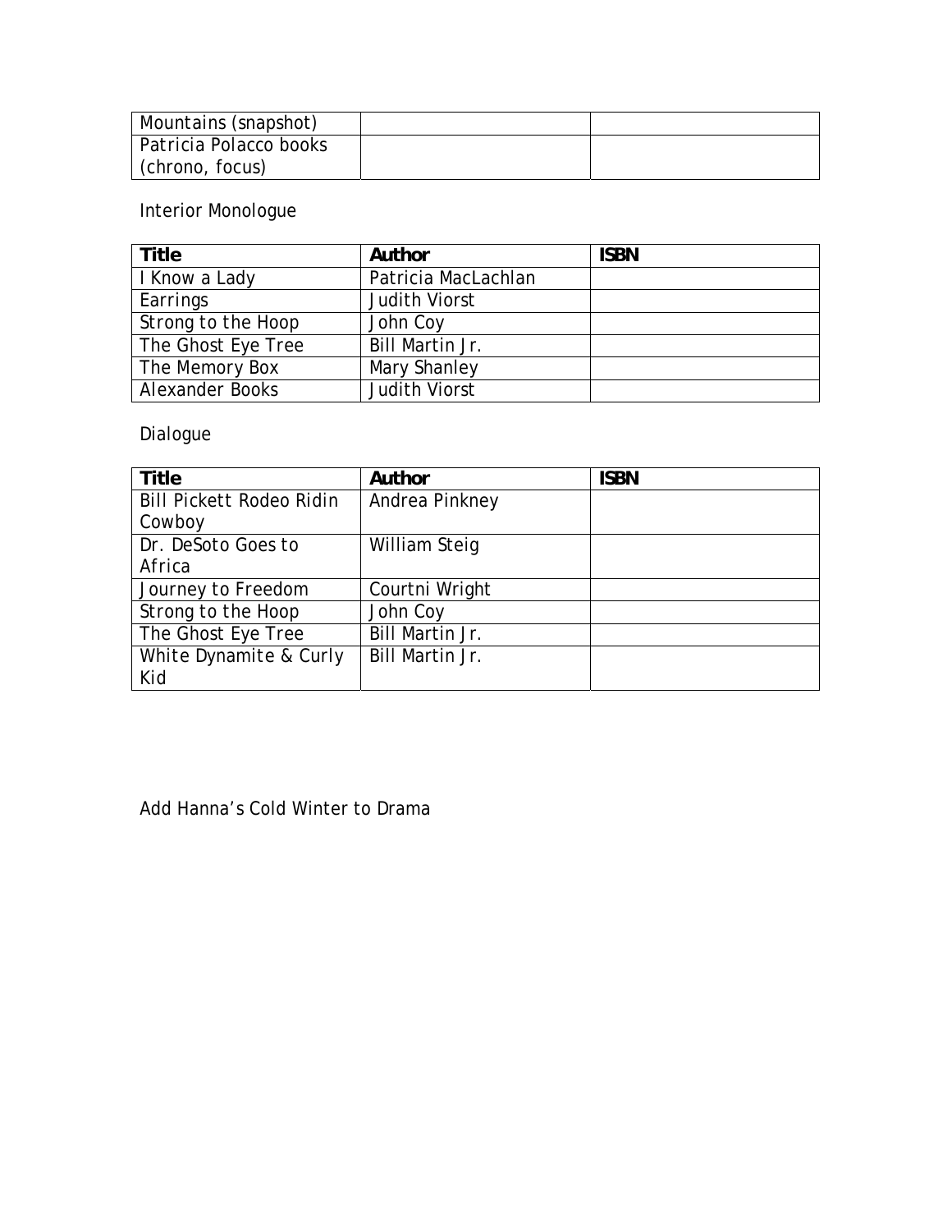| | | |
|---|---|---|
| Mountains (snapshot) | | |
| Patricia Polacco books (chrono, focus) | | |

Interior Monologue

| Title | Author | ISBN |
|---|---|---|
| I Know a Lady | Patricia MacLachlan | |
| Earrings | Judith Viorst | |
| Strong to the Hoop | John Coy | |
| The Ghost Eye Tree | Bill Martin Jr. | |
| The Memory Box | Mary Shanley | |
| Alexander Books | Judith Viorst | |

Dialogue

| Title | Author | ISBN |
|---|---|---|
| Bill Pickett Rodeo Ridin Cowboy | Andrea Pinkney | |
| Dr. DeSoto Goes to Africa | William Steig | |
| Journey to Freedom | Courtni Wright | |
| Strong to the Hoop | John Coy | |
| The Ghost Eye Tree | Bill Martin Jr. | |
| White Dynamite & Curly Kid | Bill Martin Jr. | |

Add Hanna's Cold Winter to Drama